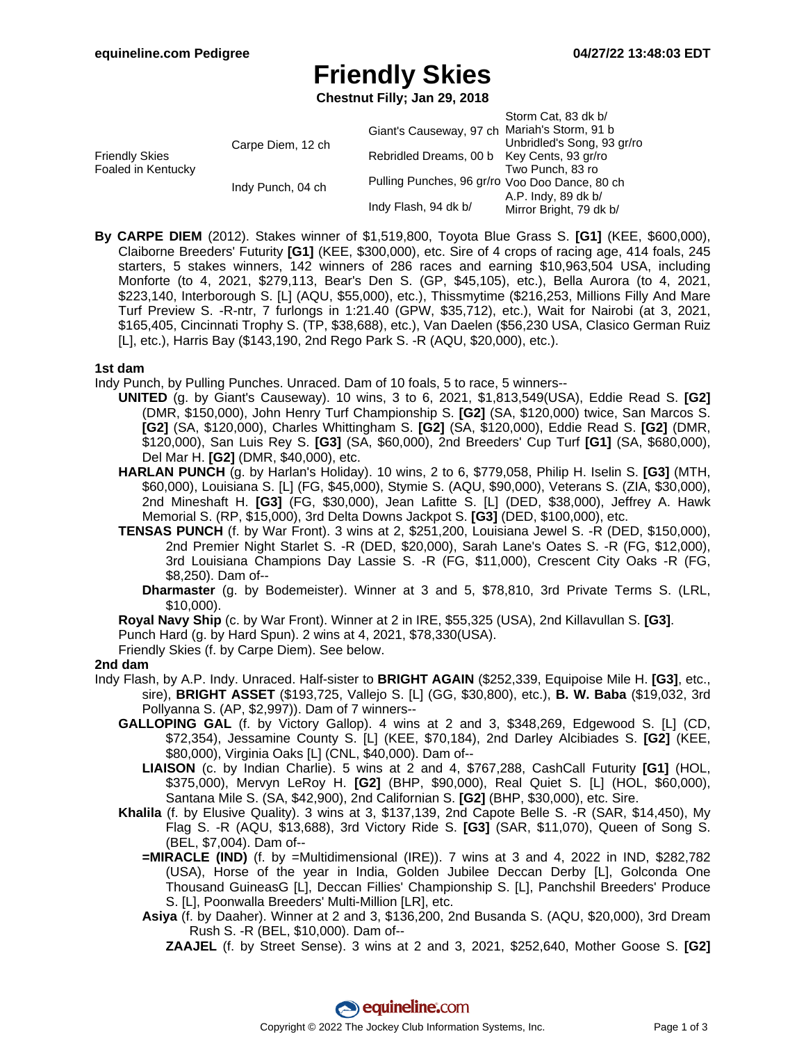# Friendly Skies

**Chestnut Filly; Jan 29, 2018**

| | | | |
|---|---|---|---|
| Friendly Skies Foaled in Kentucky | Carpe Diem, 12 ch | Giant's Causeway, 97 ch | Storm Cat, 83 dk b/ |
| | | | Mariah's Storm, 91 b |
| | | Rebridled Dreams, 00 b | Unbridled's Song, 93 gr/ro |
| | | | Key Cents, 93 gr/ro |
| | Indy Punch, 04 ch | Pulling Punches, 96 gr/ro | Two Punch, 83 ro |
| | | | Voo Doo Dance, 80 ch |
| | | Indy Flash, 94 dk b/ | A.P. Indy, 89 dk b/ |
| | | | Mirror Bright, 79 dk b/ |

**By CARPE DIEM** (2012). Stakes winner of $1,519,800, Toyota Blue Grass S. **[G1]** (KEE, $600,000), Claiborne Breeders' Futurity **[G1]** (KEE, $300,000), etc. Sire of 4 crops of racing age, 414 foals, 245 starters, 5 stakes winners, 142 winners of 286 races and earning $10,963,504 USA, including Monforte (to 4, 2021, $279,113, Bear's Den S. (GP, $45,105), etc.), Bella Aurora (to 4, 2021, $223,140, Interborough S. [L] (AQU, $55,000), etc.), Thissmytime ($216,253, Millions Filly And Mare Turf Preview S. -R-ntr, 7 furlongs in 1:21.40 (GPW, $35,712), etc.), Wait for Nairobi (at 3, 2021, $165,405, Cincinnati Trophy S. (TP, $38,688), etc.), Van Daelen ($56,230 USA, Clasico German Ruiz [L], etc.), Harris Bay ($143,190, 2nd Rego Park S. -R (AQU, $20,000), etc.).

### 1st dam

Indy Punch, by Pulling Punches. Unraced. Dam of 10 foals, 5 to race, 5 winners--

- **UNITED** (g. by Giant's Causeway). 10 wins, 3 to 6, 2021, $1,813,549(USA), Eddie Read S. **[G2]** (DMR, $150,000), John Henry Turf Championship S. **[G2]** (SA, $120,000) twice, San Marcos S. **[G2]** (SA, $120,000), Charles Whittingham S. **[G2]** (SA, $120,000), Eddie Read S. **[G2]** (DMR, $120,000), San Luis Rey S. **[G3]** (SA, $60,000), 2nd Breeders' Cup Turf **[G1]** (SA, $680,000), Del Mar H. **[G2]** (DMR, $40,000), etc.
- **HARLAN PUNCH** (g. by Harlan's Holiday). 10 wins, 2 to 6, $779,058, Philip H. Iselin S. **[G3]** (MTH, $60,000), Louisiana S. [L] (FG, $45,000), Stymie S. (AQU, $90,000), Veterans S. (ZIA, $30,000), 2nd Mineshaft H. **[G3]** (FG, $30,000), Jean Lafitte S. [L] (DED, $38,000), Jeffrey A. Hawk Memorial S. (RP, $15,000), 3rd Delta Downs Jackpot S. **[G3]** (DED, $100,000), etc.
- **TENSAS PUNCH** (f. by War Front). 3 wins at 2, $251,200, Louisiana Jewel S. -R (DED, $150,000), 2nd Premier Night Starlet S. -R (DED, $20,000), Sarah Lane's Oates S. -R (FG, $12,000), 3rd Louisiana Champions Day Lassie S. -R (FG, $11,000), Crescent City Oaks -R (FG, $8,250). Dam of--
  - **Dharmaster** (g. by Bodemeister). Winner at 3 and 5, $78,810, 3rd Private Terms S. (LRL, $10,000).
- **Royal Navy Ship** (c. by War Front). Winner at 2 in IRE, $55,325 (USA), 2nd Killavullan S. **[G3]**.
- Punch Hard (g. by Hard Spun). 2 wins at 4, 2021, $78,330(USA).
- Friendly Skies (f. by Carpe Diem). See below.

### 2nd dam

Indy Flash, by A.P. Indy. Unraced. Half-sister to **BRIGHT AGAIN** ($252,339, Equipoise Mile H. **[G3]**, etc., sire), **BRIGHT ASSET** ($193,725, Vallejo S. [L] (GG, $30,800), etc.), **B. W. Baba** ($19,032, 3rd Pollyanna S. (AP, $2,997)). Dam of 7 winners--

- **GALLOPING GAL** (f. by Victory Gallop). 4 wins at 2 and 3, $348,269, Edgewood S. [L] (CD, $72,354), Jessamine County S. [L] (KEE, $70,184), 2nd Darley Alcibiades S. **[G2]** (KEE, $80,000), Virginia Oaks [L] (CNL, $40,000). Dam of--
  - **LIAISON** (c. by Indian Charlie). 5 wins at 2 and 4, $767,288, CashCall Futurity **[G1]** (HOL, $375,000), Mervyn LeRoy H. **[G2]** (BHP, $90,000), Real Quiet S. [L] (HOL, $60,000), Santana Mile S. (SA, $42,900), 2nd Californian S. **[G2]** (BHP, $30,000), etc. Sire.
- **Khalila** (f. by Elusive Quality). 3 wins at 3, $137,139, 2nd Capote Belle S. -R (SAR, $14,450), My Flag S. -R (AQU, $13,688), 3rd Victory Ride S. **[G3]** (SAR, $11,070), Queen of Song S. (BEL, $7,004). Dam of--
  - **=MIRACLE (IND)** (f. by =Multidimensional (IRE)). 7 wins at 3 and 4, 2022 in IND, $282,782 (USA), Horse of the year in India, Golden Jubilee Deccan Derby [L], Golconda One Thousand GuineasG [L], Deccan Fillies' Championship S. [L], Panchshil Breeders' Produce S. [L], Poonawalla Breeders' Multi-Million [LR], etc.
  - **Asiya** (f. by Daaher). Winner at 2 and 3, $136,200, 2nd Busanda S. (AQU, $20,000), 3rd Dream Rush S. -R (BEL, $10,000). Dam of--
    - **ZAAJEL** (f. by Street Sense). 3 wins at 2 and 3, 2021, $252,640, Mother Goose S. **[G2]**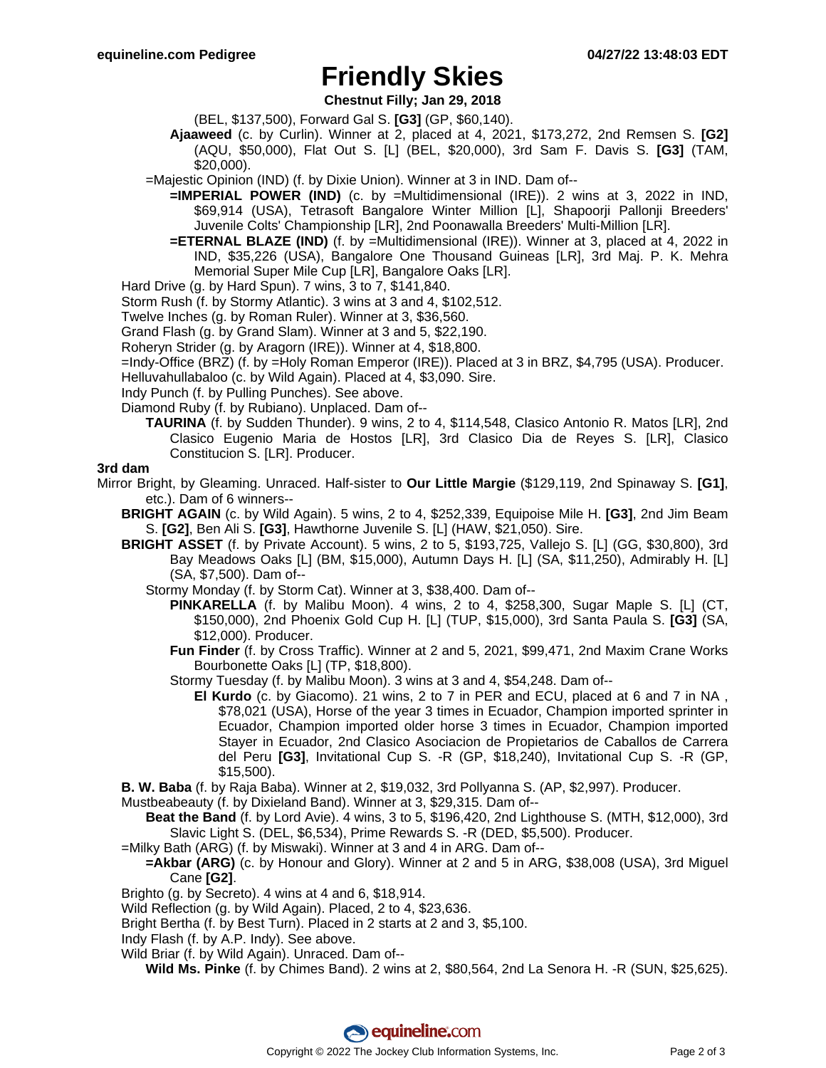# Friendly Skies

**Chestnut Filly; Jan 29, 2018**

(BEL, $137,500), Forward Gal S. **[G3]** (GP, $60,140).

**Ajaaweed** (c. by Curlin). Winner at 2, placed at 4, 2021, $173,272, 2nd Remsen S. **[G2]** (AQU, $50,000), Flat Out S. [L] (BEL, $20,000), 3rd Sam F. Davis S. **[G3]** (TAM, $20,000).

=Majestic Opinion (IND) (f. by Dixie Union). Winner at 3 in IND. Dam of--

**=IMPERIAL POWER (IND)** (c. by =Multidimensional (IRE)). 2 wins at 3, 2022 in IND, $69,914 (USA), Tetrasoft Bangalore Winter Million [L], Shapoorji Pallonji Breeders' Juvenile Colts' Championship [LR], 2nd Poonawalla Breeders' Multi-Million [LR].

**=ETERNAL BLAZE (IND)** (f. by =Multidimensional (IRE)). Winner at 3, placed at 4, 2022 in IND, $35,226 (USA), Bangalore One Thousand Guineas [LR], 3rd Maj. P. K. Mehra Memorial Super Mile Cup [LR], Bangalore Oaks [LR].

Hard Drive (g. by Hard Spun). 7 wins, 3 to 7, $141,840.

Storm Rush (f. by Stormy Atlantic). 3 wins at 3 and 4, $102,512.

Twelve Inches (g. by Roman Ruler). Winner at 3, $36,560.

Grand Flash (g. by Grand Slam). Winner at 3 and 5, $22,190.

Roheryn Strider (g. by Aragorn (IRE)). Winner at 4, $18,800.

=Indy-Office (BRZ) (f. by =Holy Roman Emperor (IRE)). Placed at 3 in BRZ, $4,795 (USA). Producer.

Helluvahullabaloo (c. by Wild Again). Placed at 4, $3,090. Sire.

Indy Punch (f. by Pulling Punches). See above.

Diamond Ruby (f. by Rubiano). Unplaced. Dam of--

**TAURINA** (f. by Sudden Thunder). 9 wins, 2 to 4, $114,548, Clasico Antonio R. Matos [LR], 2nd Clasico Eugenio Maria de Hostos [LR], 3rd Clasico Dia de Reyes S. [LR], Clasico Constitucion S. [LR]. Producer.

### 3rd dam

Mirror Bright, by Gleaming. Unraced. Half-sister to **Our Little Margie** ($129,119, 2nd Spinaway S. **[G1]**, etc.). Dam of 6 winners--

**BRIGHT AGAIN** (c. by Wild Again). 5 wins, 2 to 4, $252,339, Equipoise Mile H. **[G3]**, 2nd Jim Beam S. **[G2]**, Ben Ali S. **[G3]**, Hawthorne Juvenile S. [L] (HAW, $21,050). Sire.

**BRIGHT ASSET** (f. by Private Account). 5 wins, 2 to 5, $193,725, Vallejo S. [L] (GG, $30,800), 3rd Bay Meadows Oaks [L] (BM, $15,000), Autumn Days H. [L] (SA, $11,250), Admirably H. [L] (SA, $7,500). Dam of--

Stormy Monday (f. by Storm Cat). Winner at 3, $38,400. Dam of--

**PINKARELLA** (f. by Malibu Moon). 4 wins, 2 to 4, $258,300, Sugar Maple S. [L] (CT, $150,000), 2nd Phoenix Gold Cup H. [L] (TUP, $15,000), 3rd Santa Paula S. **[G3]** (SA, $12,000). Producer.

**Fun Finder** (f. by Cross Traffic). Winner at 2 and 5, 2021, $99,471, 2nd Maxim Crane Works Bourbonette Oaks [L] (TP, $18,800).

Stormy Tuesday (f. by Malibu Moon). 3 wins at 3 and 4, $54,248. Dam of--

**El Kurdo** (c. by Giacomo). 21 wins, 2 to 7 in PER and ECU, placed at 6 and 7 in NA , $78,021 (USA), Horse of the year 3 times in Ecuador, Champion imported sprinter in Ecuador, Champion imported older horse 3 times in Ecuador, Champion imported Stayer in Ecuador, 2nd Clasico Asociacion de Propietarios de Caballos de Carrera del Peru **[G3]**, Invitational Cup S. -R (GP, $18,240), Invitational Cup S. -R (GP, $15,500).

**B. W. Baba** (f. by Raja Baba). Winner at 2, $19,032, 3rd Pollyanna S. (AP, $2,997). Producer.

Mustbeabeauty (f. by Dixieland Band). Winner at 3, $29,315. Dam of--

**Beat the Band** (f. by Lord Avie). 4 wins, 3 to 5, $196,420, 2nd Lighthouse S. (MTH, $12,000), 3rd Slavic Light S. (DEL, $6,534), Prime Rewards S. -R (DED, $5,500). Producer.

=Milky Bath (ARG) (f. by Miswaki). Winner at 3 and 4 in ARG. Dam of--

**=Akbar (ARG)** (c. by Honour and Glory). Winner at 2 and 5 in ARG, $38,008 (USA), 3rd Miguel Cane **[G2]**.

Brighto (g. by Secreto). 4 wins at 4 and 6, $18,914.

Wild Reflection (g. by Wild Again). Placed, 2 to 4, $23,636.

Bright Bertha (f. by Best Turn). Placed in 2 starts at 2 and 3, $5,100.

Indy Flash (f. by A.P. Indy). See above.

Wild Briar (f. by Wild Again). Unraced. Dam of--

**Wild Ms. Pinke** (f. by Chimes Band). 2 wins at 2, $80,564, 2nd La Senora H. -R (SUN, $25,625).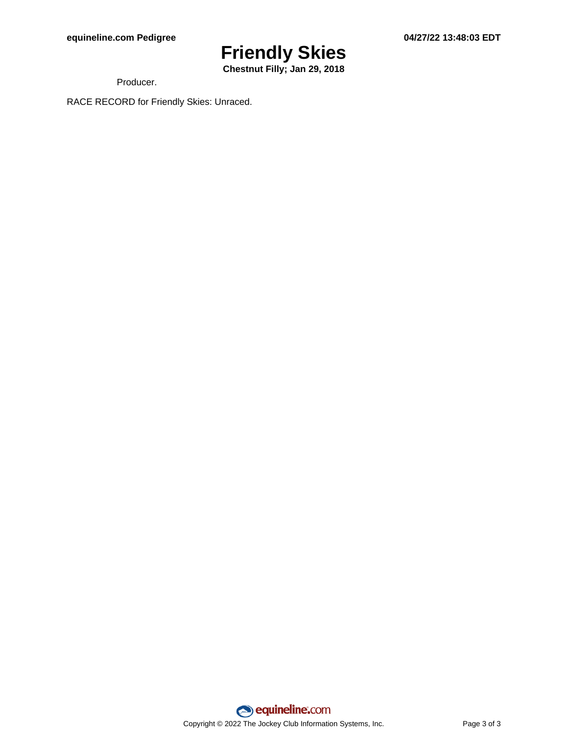# Friendly Skies

**Chestnut Filly; Jan 29, 2018**

Producer.

RACE RECORD for Friendly Skies: Unraced.